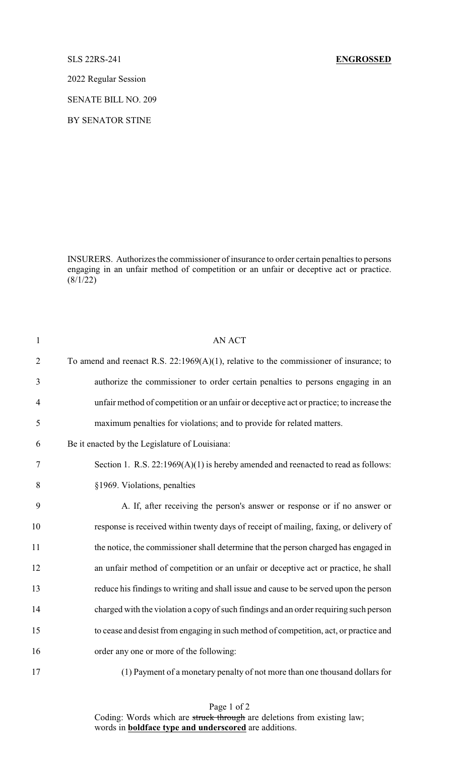SLS 22RS-241 **ENGROSSED**

2022 Regular Session

SENATE BILL NO. 209

BY SENATOR STINE

INSURERS. Authorizes the commissioner of insurance to order certain penalties to persons engaging in an unfair method of competition or an unfair or deceptive act or practice. (8/1/22)

AN ACT

To amend and reenact R.S. 22:1969(A)(1), relative to the commissioner of insurance; to authorize the commissioner to order certain penalties to persons engaging in an unfair method of competition or an unfair or deceptive act or practice; to increase the maximum penalties for violations; and to provide for related matters.

Be it enacted by the Legislature of Louisiana:

Section 1. R.S. 22:1969(A)(1) is hereby amended and reenacted to read as follows:

§1969. Violations, penalties

A. If, after receiving the person's answer or response or if no answer or response is received within twenty days of receipt of mailing, faxing, or delivery of the notice, the commissioner shall determine that the person charged has engaged in an unfair method of competition or an unfair or deceptive act or practice, he shall reduce his findings to writing and shall issue and cause to be served upon the person charged with the violation a copy of such findings and an order requiring such person to cease and desist from engaging in such method of competition, act, or practice and order any one or more of the following:

(1) Payment of a monetary penalty of not more than one thousand dollars for

Coding: Words which are ~~struck through~~ are deletions from existing law; words in **boldface type and underscored** are additions.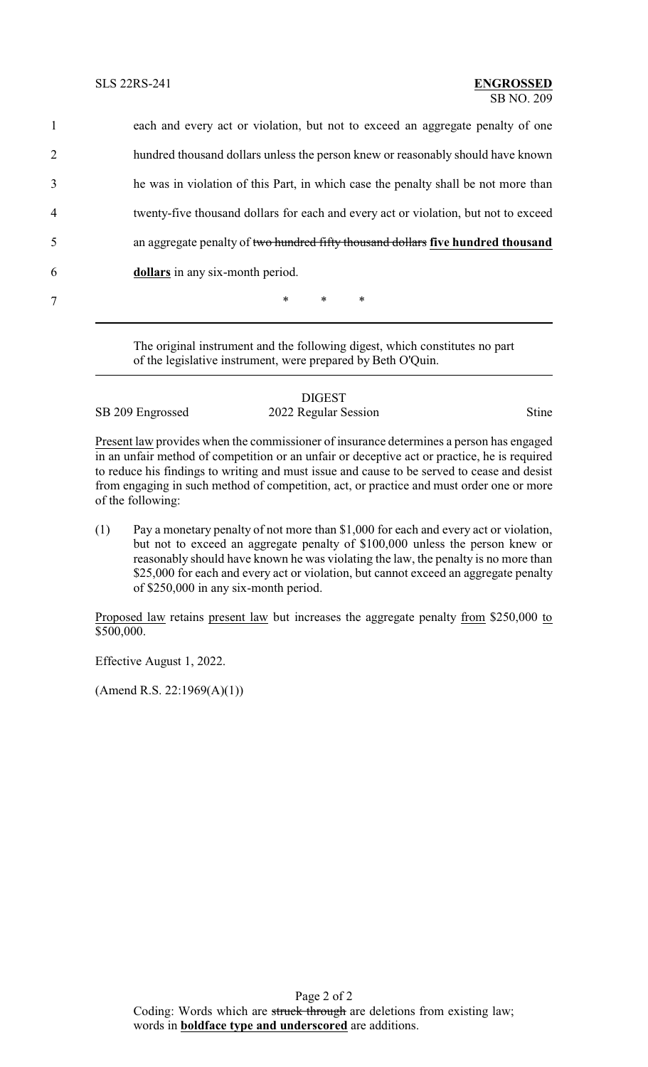each and every act or violation, but not to exceed an aggregate penalty of one hundred thousand dollars unless the person knew or reasonably should have known he was in violation of this Part, in which case the penalty shall be not more than twenty-five thousand dollars for each and every act or violation, but not to exceed an aggregate penalty of ~~two hundred fifty thousand dollars~~ **five hundred thousand dollars** in any six-month period.

\* \* \*

---

The original instrument and the following digest, which constitutes no part of the legislative instrument, were prepared by Beth O'Quin.

---

DIGEST

SB 209 Engrossed — 2022 Regular Session — Stine

Present law provides when the commissioner of insurance determines a person has engaged in an unfair method of competition or an unfair or deceptive act or practice, he is required to reduce his findings to writing and must issue and cause to be served to cease and desist from engaging in such method of competition, act, or practice and must order one or more of the following:

(1) Pay a monetary penalty of not more than $1,000 for each and every act or violation, but not to exceed an aggregate penalty of $100,000 unless the person knew or reasonably should have known he was violating the law, the penalty is no more than $25,000 for each and every act or violation, but cannot exceed an aggregate penalty of $250,000 in any six-month period.

Proposed law retains present law but increases the aggregate penalty from $250,000 to $500,000.

Effective August 1, 2022.

(Amend R.S. 22:1969(A)(1))

Coding: Words which are ~~struck through~~ are deletions from existing law; words in **boldface type and underscored** are additions.